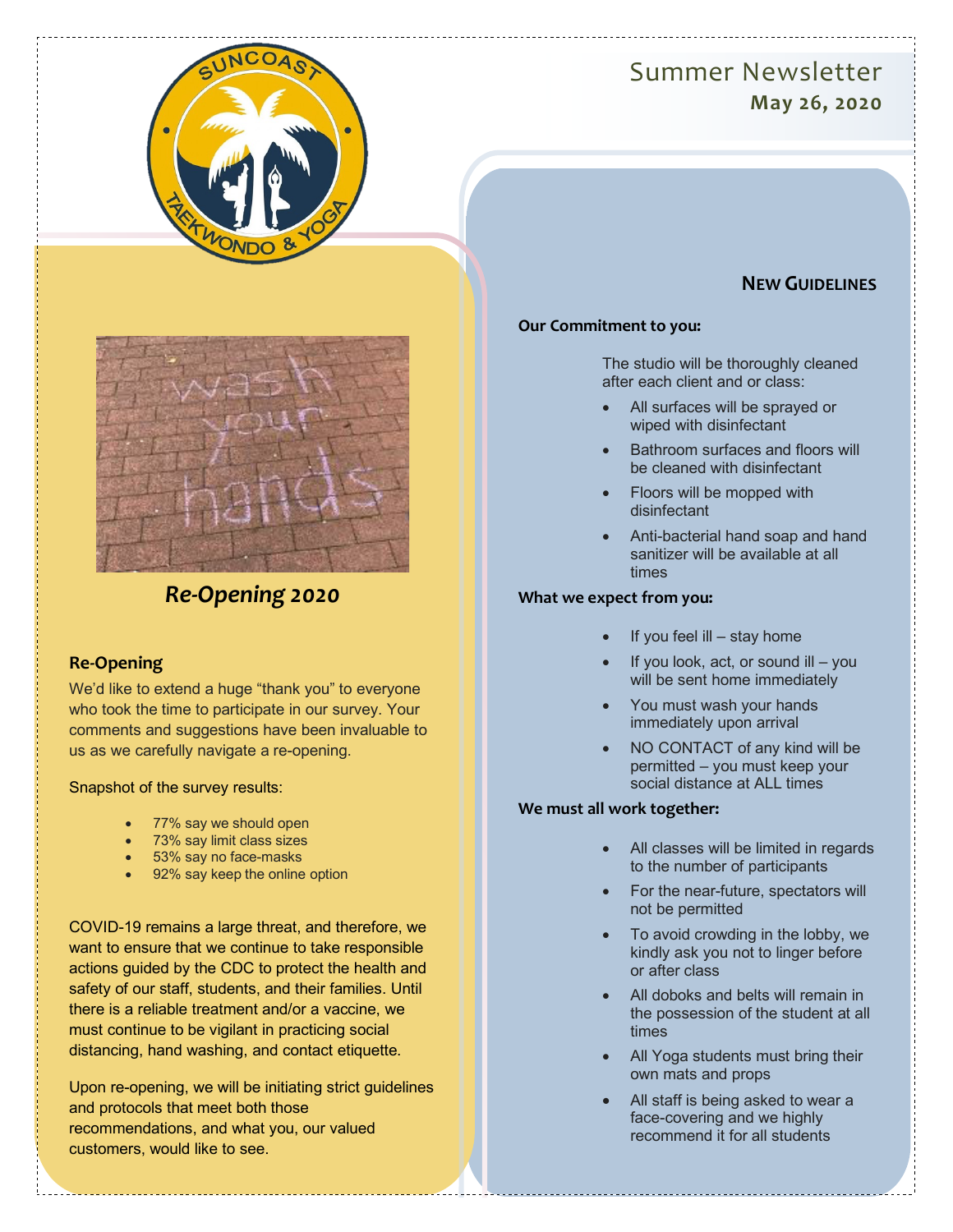# Summer Newsletter

**May 26, 2020**

## *Re-Opening 2020*

### Re-Opening

We'd like to extend a huge "thank you" to everyone who took the time to participate in our survey. Your comments and suggestions have been invaluable to us as we carefully navigate a re-opening.

Snapshot of the survey results:

- 77% say we should open
- 73% say limit class sizes
- 53% say no face-masks
- 92% say keep the online option

COVID-19 remains a large threat, and therefore, we want to ensure that we continue to take responsible actions guided by the CDC to protect the health and safety of our staff, students, and their families. Until there is a reliable treatment and/or a vaccine, we must continue to be vigilant in practicing social distancing, hand washing, and contact etiquette.

Upon re-opening, we will be initiating strict guidelines and protocols that meet both those recommendations, and what you, our valued customers, would like to see.

## New Guidelines

**Our Commitment to you:**

The studio will be thoroughly cleaned after each client and or class:

- All surfaces will be sprayed or wiped with disinfectant
- Bathroom surfaces and floors will be cleaned with disinfectant
- Floors will be mopped with disinfectant
- Anti-bacterial hand soap and hand sanitizer will be available at all times

**What we expect from you:**

- If you feel ill – stay home
- If you look, act, or sound ill – you will be sent home immediately
- You must wash your hands immediately upon arrival
- NO CONTACT of any kind will be permitted – you must keep your social distance at ALL times

**We must all work together:**

- All classes will be limited in regards to the number of participants
- For the near-future, spectators will not be permitted
- To avoid crowding in the lobby, we kindly ask you not to linger before or after class
- All doboks and belts will remain in the possession of the student at all times
- All Yoga students must bring their own mats and props
- All staff is being asked to wear a face-covering and we highly recommend it for all students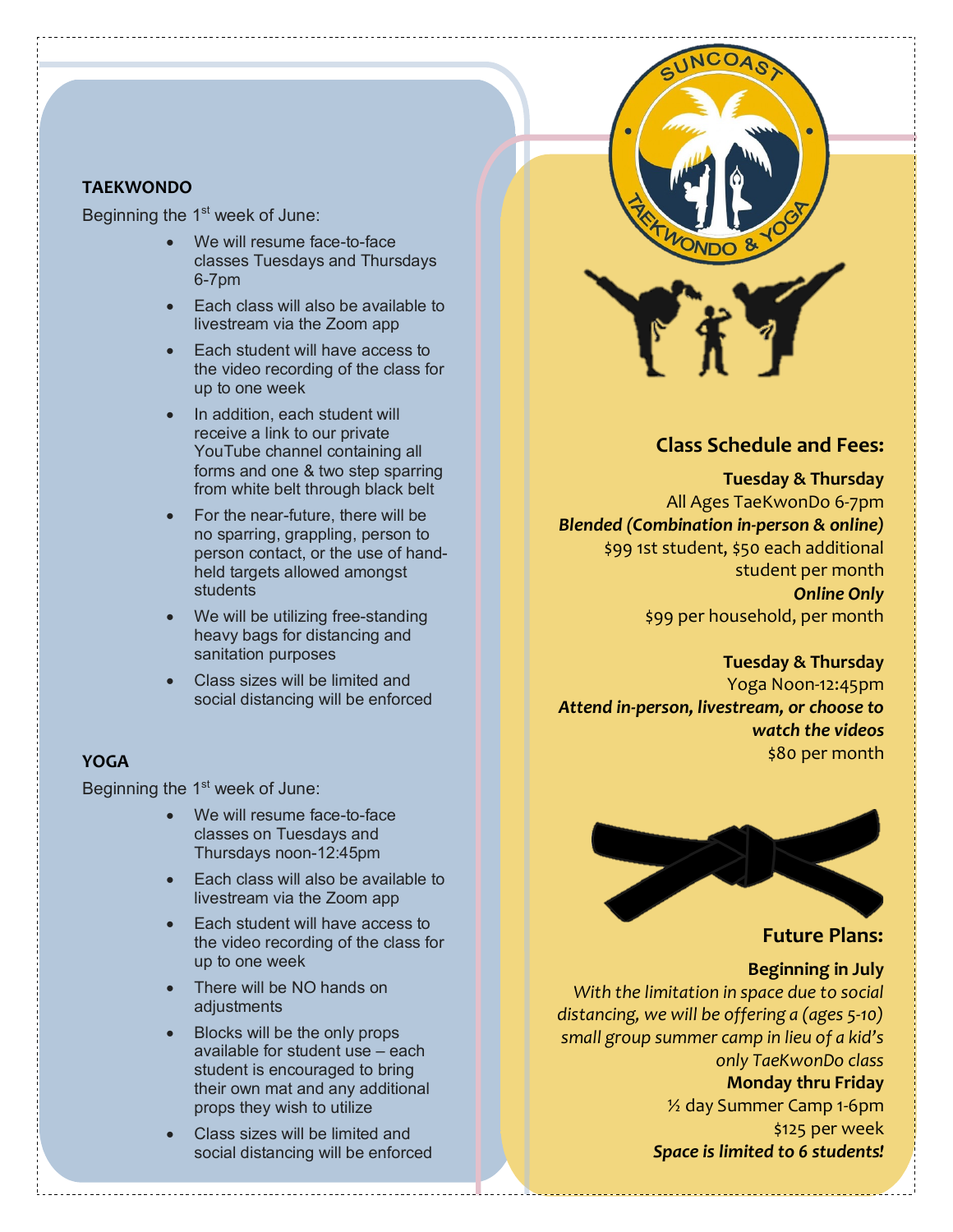## TAEKWONDO

Beginning the 1st week of June:

- We will resume face-to-face classes Tuesdays and Thursdays 6-7pm
- Each class will also be available to livestream via the Zoom app
- Each student will have access to the video recording of the class for up to one week
- In addition, each student will receive a link to our private YouTube channel containing all forms and one & two step sparring from white belt through black belt
- For the near-future, there will be no sparring, grappling, person to person contact, or the use of hand-held targets allowed amongst students
- We will be utilizing free-standing heavy bags for distancing and sanitation purposes
- Class sizes will be limited and social distancing will be enforced

## YOGA

Beginning the 1st week of June:

- We will resume face-to-face classes on Tuesdays and Thursdays noon-12:45pm
- Each class will also be available to livestream via the Zoom app
- Each student will have access to the video recording of the class for up to one week
- There will be NO hands on adjustments
- Blocks will be the only props available for student use – each student is encouraged to bring their own mat and any additional props they wish to utilize
- Class sizes will be limited and social distancing will be enforced

SUNCOAST TAEKWONDO & YOGA

## Class Schedule and Fees:

**Tuesday & Thursday**
All Ages TaeKwonDo 6-7pm
***Blended (Combination in-person & online)***
$99 1st student, $50 each additional student per month
***Online Only***
$99 per household, per month

**Tuesday & Thursday**
Yoga Noon-12:45pm
***Attend in-person, livestream, or choose to watch the videos***
$80 per month

## Future Plans:

**Beginning in July**
*With the limitation in space due to social distancing, we will be offering a (ages 5-10) small group summer camp in lieu of a kid's only TaeKwonDo class*
**Monday thru Friday**
½ day Summer Camp 1-6pm
$125 per week
***Space is limited to 6 students!***